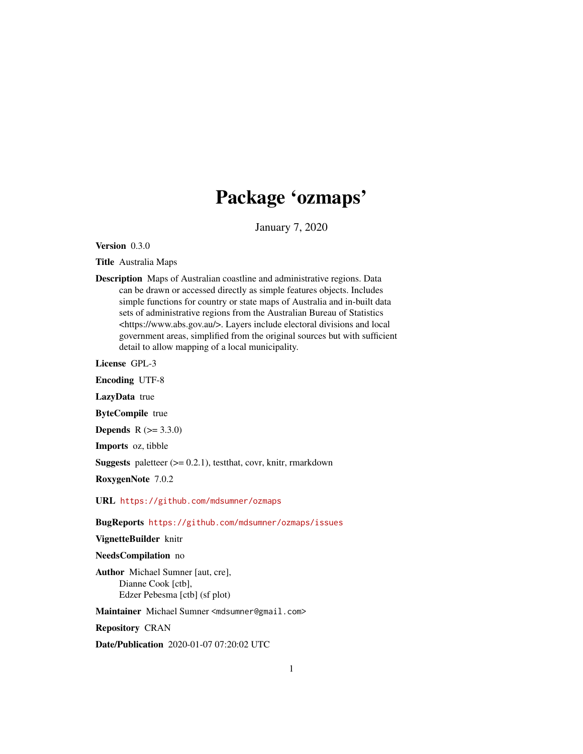# Package 'ozmaps'

January 7, 2020

**Version** 0.3.0

**Title** Australia Maps

**Description** Maps of Australian coastline and administrative regions. Data can be drawn or accessed directly as simple features objects. Includes simple functions for country or state maps of Australia and in-built data sets of administrative regions from the Australian Bureau of Statistics <https://www.abs.gov.au/>. Layers include electoral divisions and local government areas, simplified from the original sources but with sufficient detail to allow mapping of a local municipality.

**License** GPL-3

**Encoding** UTF-8

**LazyData** true

**ByteCompile** true

**Depends** R (>= 3.3.0)

**Imports** oz, tibble

**Suggests** paletteer (>= 0.2.1), testthat, covr, knitr, rmarkdown

**RoxygenNote** 7.0.2

**URL** https://github.com/mdsumner/ozmaps

**BugReports** https://github.com/mdsumner/ozmaps/issues

**VignetteBuilder** knitr

**NeedsCompilation** no

**Author** Michael Sumner [aut, cre],
Dianne Cook [ctb],
Edzer Pebesma [ctb] (sf plot)

**Maintainer** Michael Sumner <mdsumner@gmail.com>

**Repository** CRAN

**Date/Publication** 2020-01-07 07:20:02 UTC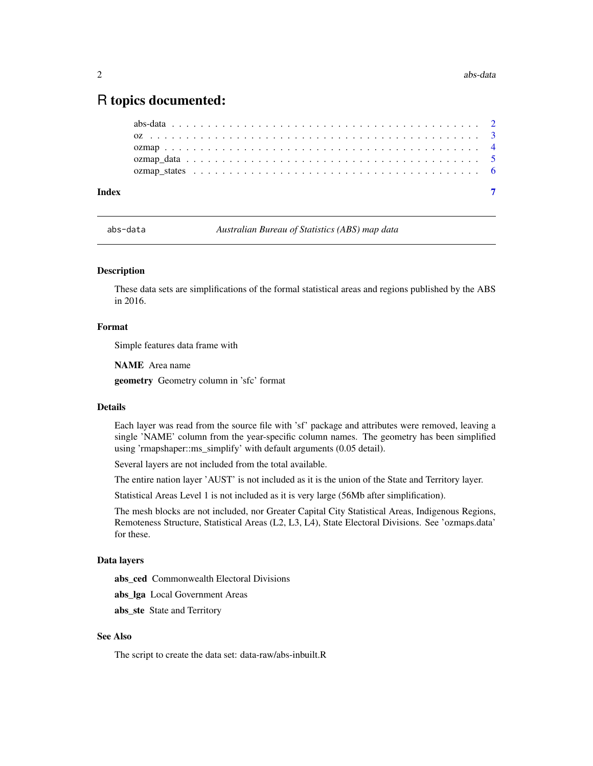# R topics documented:

abs-data . . . . . . . . . . . . . . . . . . . . . . . . . . . . . . . . . . . . . . . . . 2
oz . . . . . . . . . . . . . . . . . . . . . . . . . . . . . . . . . . . . . . . . . . . . 3
ozmap . . . . . . . . . . . . . . . . . . . . . . . . . . . . . . . . . . . . . . . . . . 4
ozmap_data . . . . . . . . . . . . . . . . . . . . . . . . . . . . . . . . . . . . . . . 5
ozmap_states . . . . . . . . . . . . . . . . . . . . . . . . . . . . . . . . . . . . . . 6

**Index** **7**

---

## abs-data — *Australian Bureau of Statistics (ABS) map data*

### Description

These data sets are simplifications of the formal statistical areas and regions published by the ABS in 2016.

### Format

Simple features data frame with

**NAME** Area name

**geometry** Geometry column in 'sfc' format

### Details

Each layer was read from the source file with 'sf' package and attributes were removed, leaving a single 'NAME' column from the year-specific column names. The geometry has been simplified using 'rmapshaper::ms_simplify' with default arguments (0.05 detail).

Several layers are not included from the total available.

The entire nation layer 'AUST' is not included as it is the union of the State and Territory layer.

Statistical Areas Level 1 is not included as it is very large (56Mb after simplification).

The mesh blocks are not included, nor Greater Capital City Statistical Areas, Indigenous Regions, Remoteness Structure, Statistical Areas (L2, L3, L4), State Electoral Divisions. See 'ozmaps.data' for these.

### Data layers

**abs_ced** Commonwealth Electoral Divisions

**abs_lga** Local Government Areas

**abs_ste** State and Territory

### See Also

The script to create the data set: data-raw/abs-inbuilt.R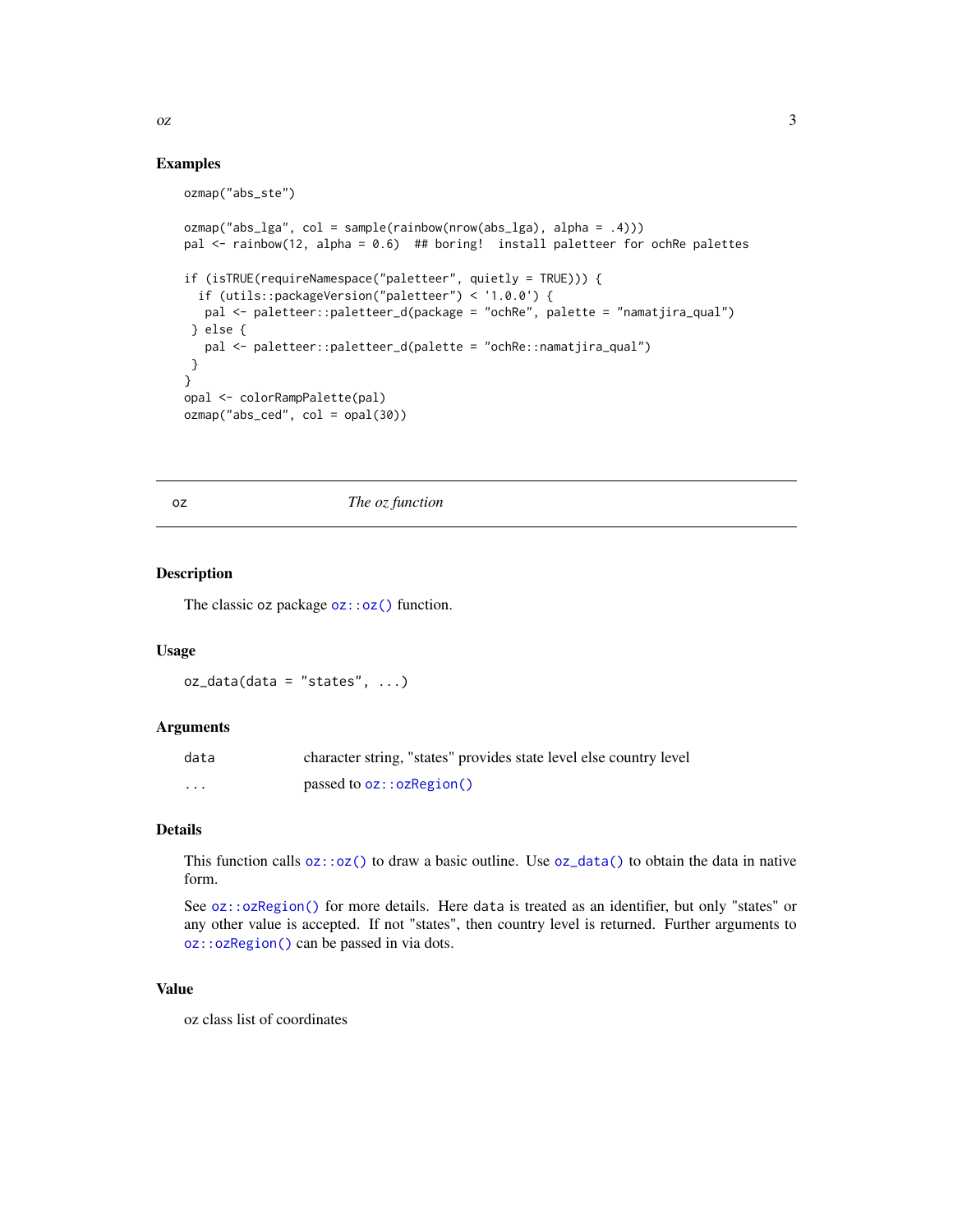## Examples

```
ozmap("abs_ste")

ozmap("abs_lga", col = sample(rainbow(nrow(abs_lga), alpha = .4)))
pal <- rainbow(12, alpha = 0.6)  ## boring!  install paletteer for ochRe palettes

if (isTRUE(requireNamespace("paletteer", quietly = TRUE))) {
  if (utils::packageVersion("paletteer") < '1.0.0') {
   pal <- paletteer::paletteer_d(package = "ochRe", palette = "namatjira_qual")
 } else {
   pal <- paletteer::paletteer_d(palette = "ochRe::namatjira_qual")
 }
}
opal <- colorRampPalette(pal)
ozmap("abs_ced", col = opal(30))
```

---

# oz *The oz function*

---

## Description

The classic oz package `oz::oz()` function.

## Usage

```
oz_data(data = "states", ...)
```

## Arguments

| | |
|---|---|
| data | character string, "states" provides state level else country level |
| ... | passed to `oz::ozRegion()` |

## Details

This function calls `oz::oz()` to draw a basic outline. Use `oz_data()` to obtain the data in native form.

See `oz::ozRegion()` for more details. Here `data` is treated as an identifier, but only "states" or any other value is accepted. If not "states", then country level is returned. Further arguments to `oz::ozRegion()` can be passed in via dots.

## Value

oz class list of coordinates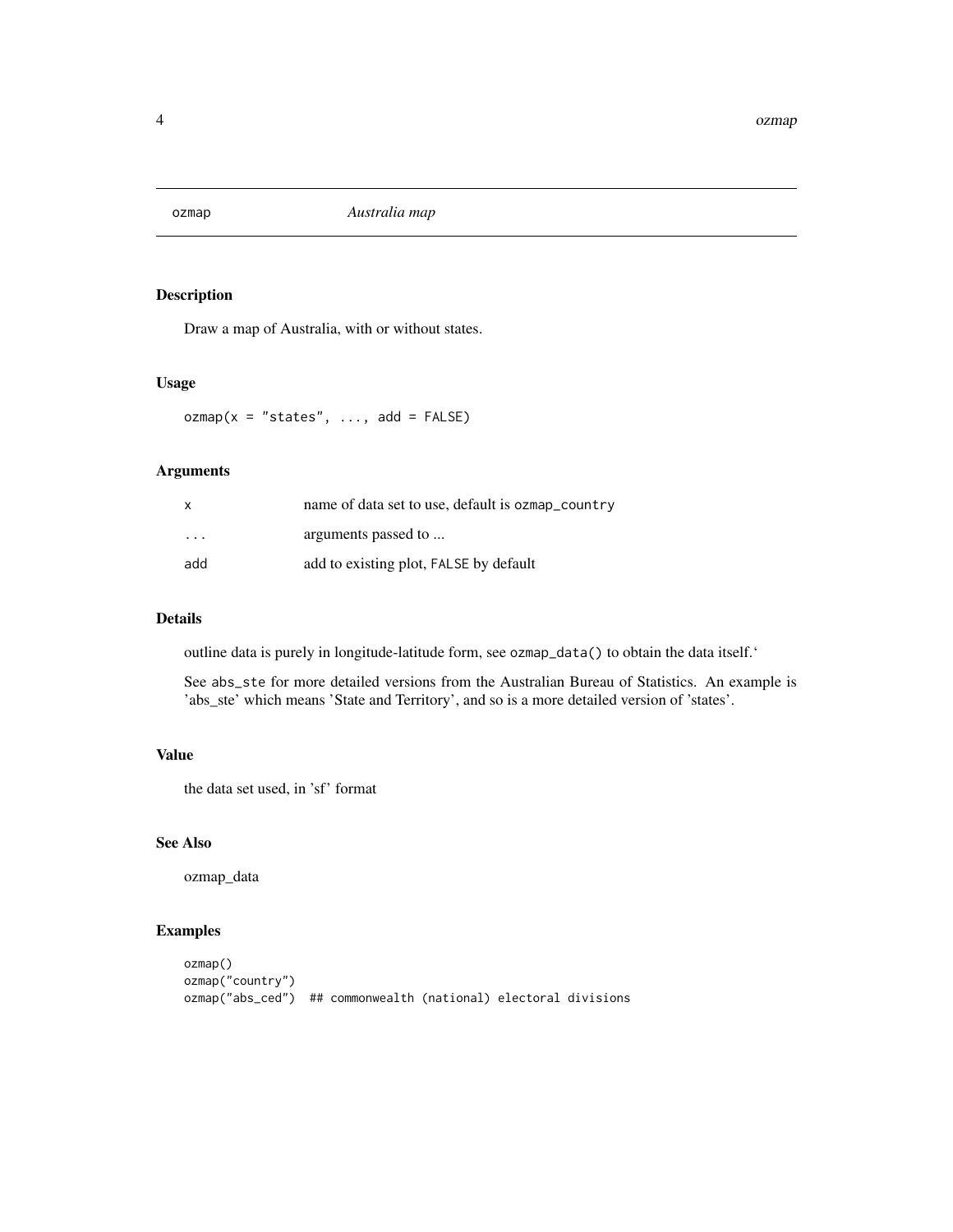## ozmap — *Australia map*

### Description

Draw a map of Australia, with or without states.

### Usage

```
ozmap(x = "states", ..., add = FALSE)
```

### Arguments

| | |
|---|---|
| `x` | name of data set to use, default is `ozmap_country` |
| `...` | arguments passed to ... |
| `add` | add to existing plot, `FALSE` by default |

### Details

outline data is purely in longitude-latitude form, see `ozmap_data()` to obtain the data itself.'

See `abs_ste` for more detailed versions from the Australian Bureau of Statistics. An example is 'abs_ste' which means 'State and Territory', and so is a more detailed version of 'states'.

### Value

the data set used, in 'sf' format

### See Also

ozmap_data

### Examples

```
ozmap()
ozmap("country")
ozmap("abs_ced")  ## commonwealth (national) electoral divisions
```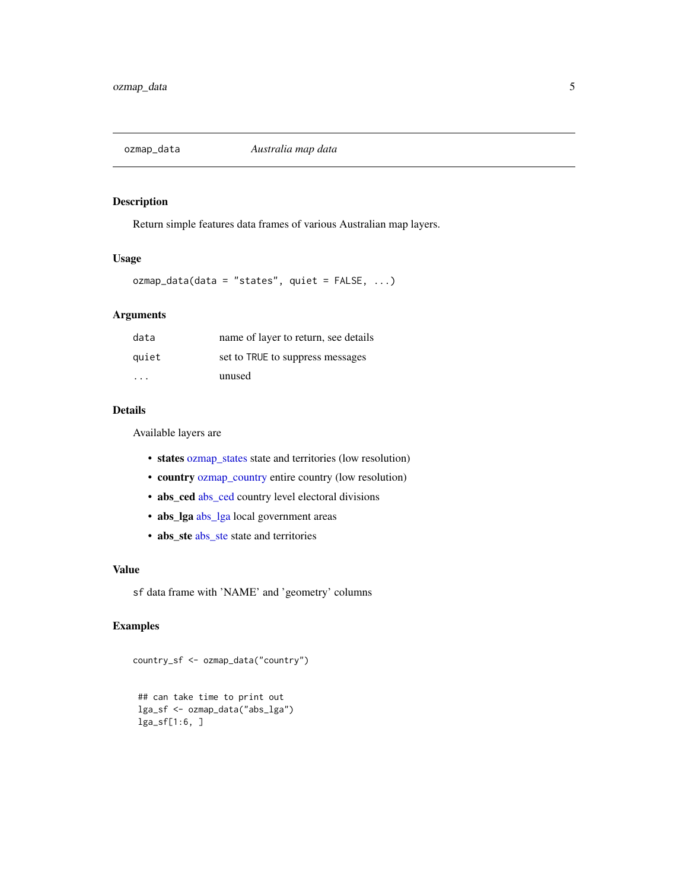## ozmap_data — *Australia map data*

### Description

Return simple features data frames of various Australian map layers.

### Usage

```
ozmap_data(data = "states", quiet = FALSE, ...)
```

### Arguments

| | |
|---|---|
| `data` | name of layer to return, see details |
| `quiet` | set to `TRUE` to suppress messages |
| `...` | unused |

### Details

Available layers are

- **states** ozmap_states state and territories (low resolution)
- **country** ozmap_country entire country (low resolution)
- **abs_ced** abs_ced country level electoral divisions
- **abs_lga** abs_lga local government areas
- **abs_ste** abs_ste state and territories

### Value

`sf` data frame with 'NAME' and 'geometry' columns

### Examples

```
country_sf <- ozmap_data("country")


 ## can take time to print out
 lga_sf <- ozmap_data("abs_lga")
 lga_sf[1:6, ]
```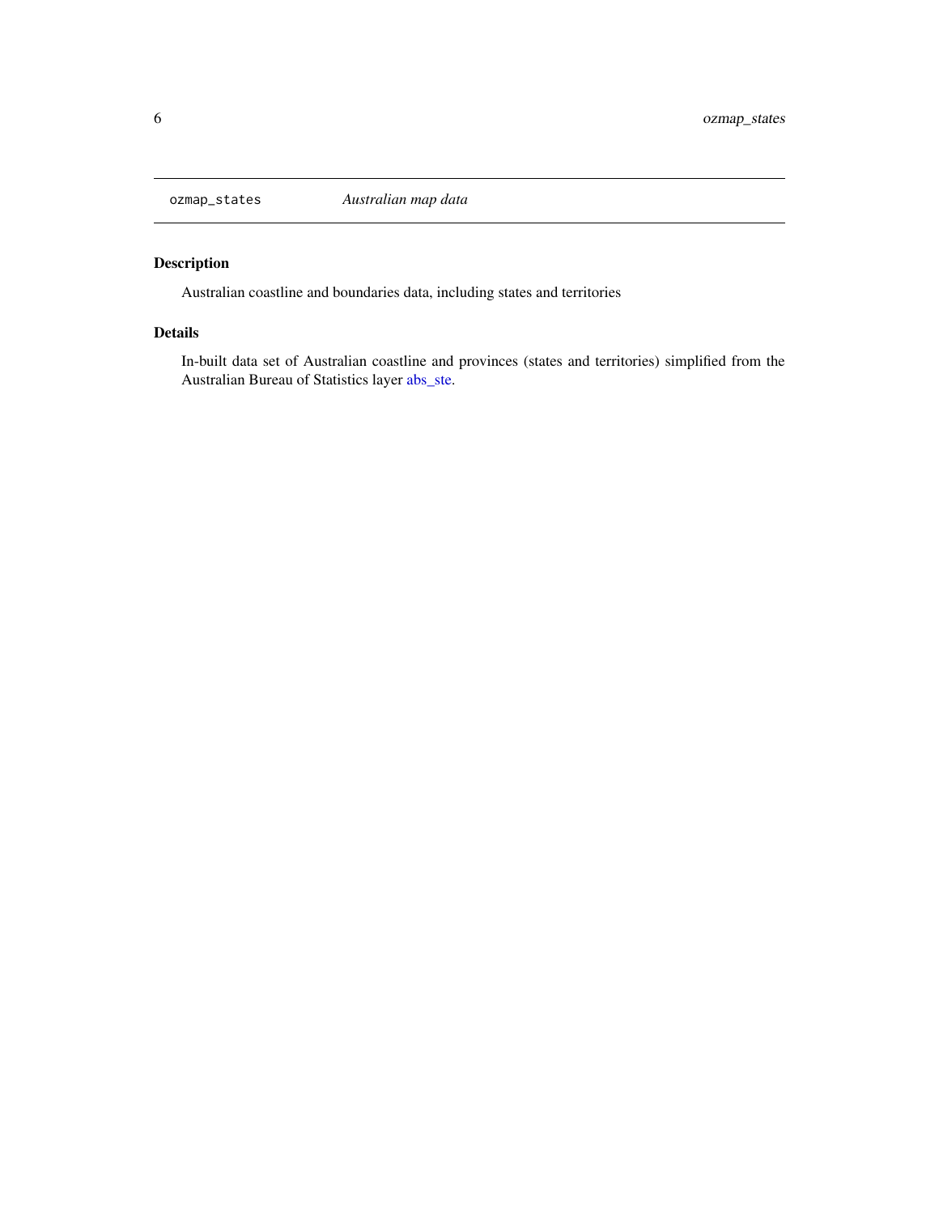ozmap_states *Australian map data*

## Description

Australian coastline and boundaries data, including states and territories

## Details

In-built data set of Australian coastline and provinces (states and territories) simplified from the Australian Bureau of Statistics layer abs_ste.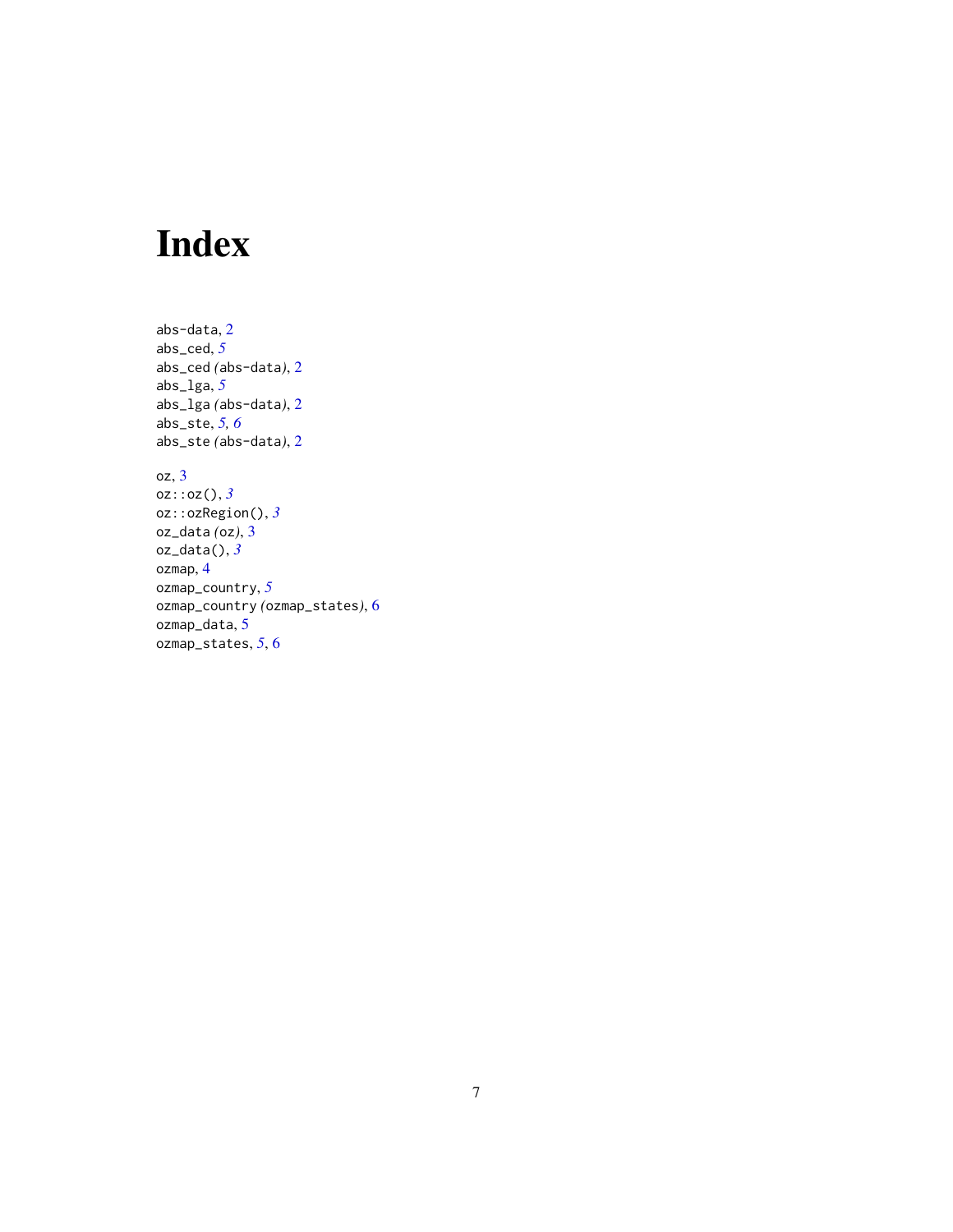# Index

abs-data, 2
abs_ced, *5*
abs_ced (abs-data), 2
abs_lga, *5*
abs_lga (abs-data), 2
abs_ste, *5, 6*
abs_ste (abs-data), 2

oz, 3
oz::oz(), *3*
oz::ozRegion(), *3*
oz_data (oz), 3
oz_data(), *3*
ozmap, 4
ozmap_country, *5*
ozmap_country (ozmap_states), 6
ozmap_data, 5
ozmap_states, *5*, 6